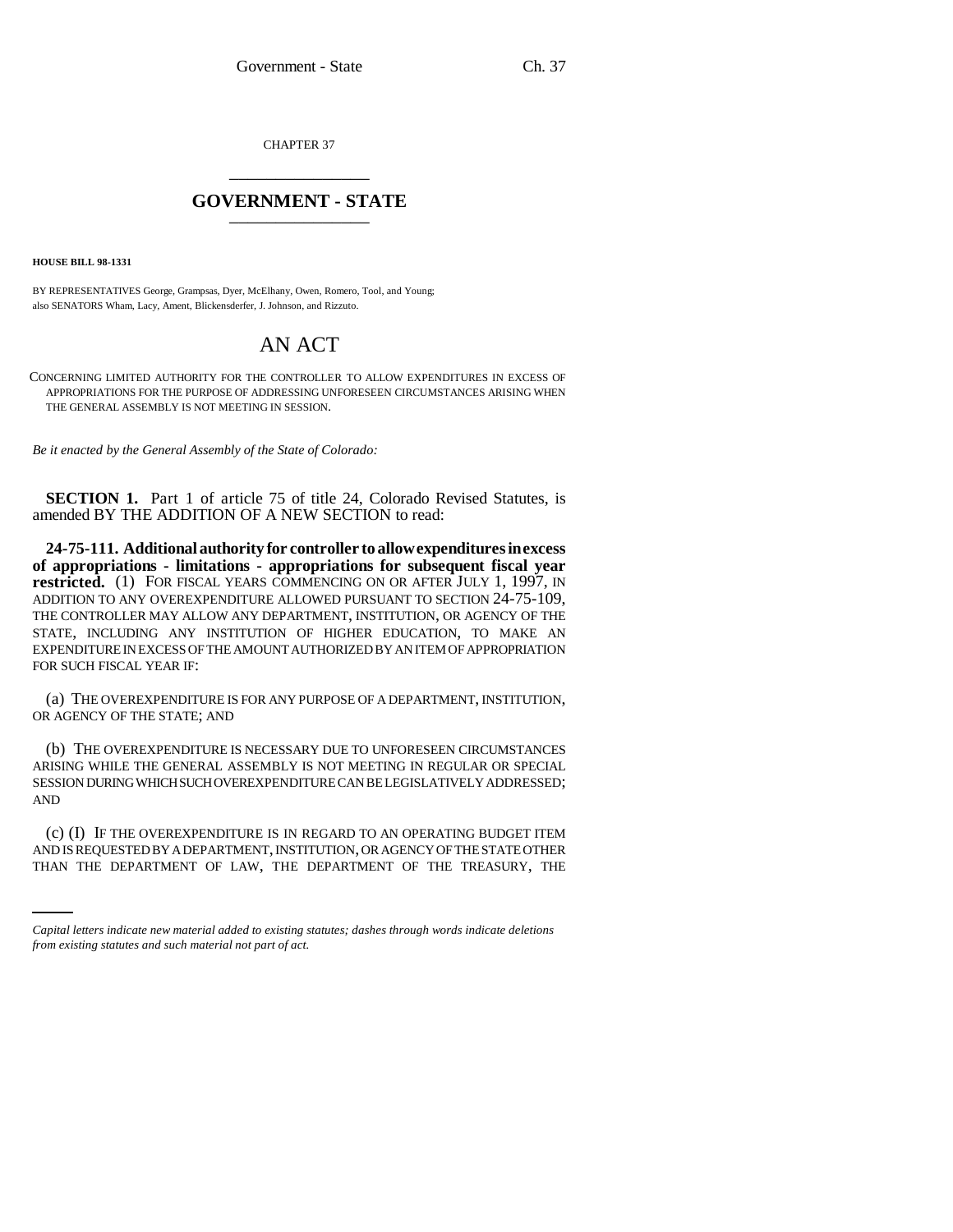CHAPTER 37

## GOVERNMENT - STATE

**HOUSE BILL 98-1331**

BY REPRESENTATIVES George, Grampsas, Dyer, McElhany, Owen, Romero, Tool, and Young;
also SENATORS Wham, Lacy, Ament, Blickensderfer, J. Johnson, and Rizzuto.

# AN ACT

CONCERNING LIMITED AUTHORITY FOR THE CONTROLLER TO ALLOW EXPENDITURES IN EXCESS OF APPROPRIATIONS FOR THE PURPOSE OF ADDRESSING UNFORESEEN CIRCUMSTANCES ARISING WHEN THE GENERAL ASSEMBLY IS NOT MEETING IN SESSION.

*Be it enacted by the General Assembly of the State of Colorado:*

**SECTION 1.** Part 1 of article 75 of title 24, Colorado Revised Statutes, is amended BY THE ADDITION OF A NEW SECTION to read:

**24-75-111. Additional authority for controller to allow expenditures in excess of appropriations - limitations - appropriations for subsequent fiscal year restricted.** (1) FOR FISCAL YEARS COMMENCING ON OR AFTER JULY 1, 1997, IN ADDITION TO ANY OVEREXPENDITURE ALLOWED PURSUANT TO SECTION 24-75-109, THE CONTROLLER MAY ALLOW ANY DEPARTMENT, INSTITUTION, OR AGENCY OF THE STATE, INCLUDING ANY INSTITUTION OF HIGHER EDUCATION, TO MAKE AN EXPENDITURE IN EXCESS OF THE AMOUNT AUTHORIZED BY AN ITEM OF APPROPRIATION FOR SUCH FISCAL YEAR IF:

(a) THE OVEREXPENDITURE IS FOR ANY PURPOSE OF A DEPARTMENT, INSTITUTION, OR AGENCY OF THE STATE; AND

(b) THE OVEREXPENDITURE IS NECESSARY DUE TO UNFORESEEN CIRCUMSTANCES ARISING WHILE THE GENERAL ASSEMBLY IS NOT MEETING IN REGULAR OR SPECIAL SESSION DURING WHICH SUCH OVEREXPENDITURE CAN BE LEGISLATIVELY ADDRESSED; AND

(c) (I) IF THE OVEREXPENDITURE IS IN REGARD TO AN OPERATING BUDGET ITEM AND IS REQUESTED BY A DEPARTMENT, INSTITUTION, OR AGENCY OF THE STATE OTHER THAN THE DEPARTMENT OF LAW, THE DEPARTMENT OF THE TREASURY, THE

*Capital letters indicate new material added to existing statutes; dashes through words indicate deletions from existing statutes and such material not part of act.*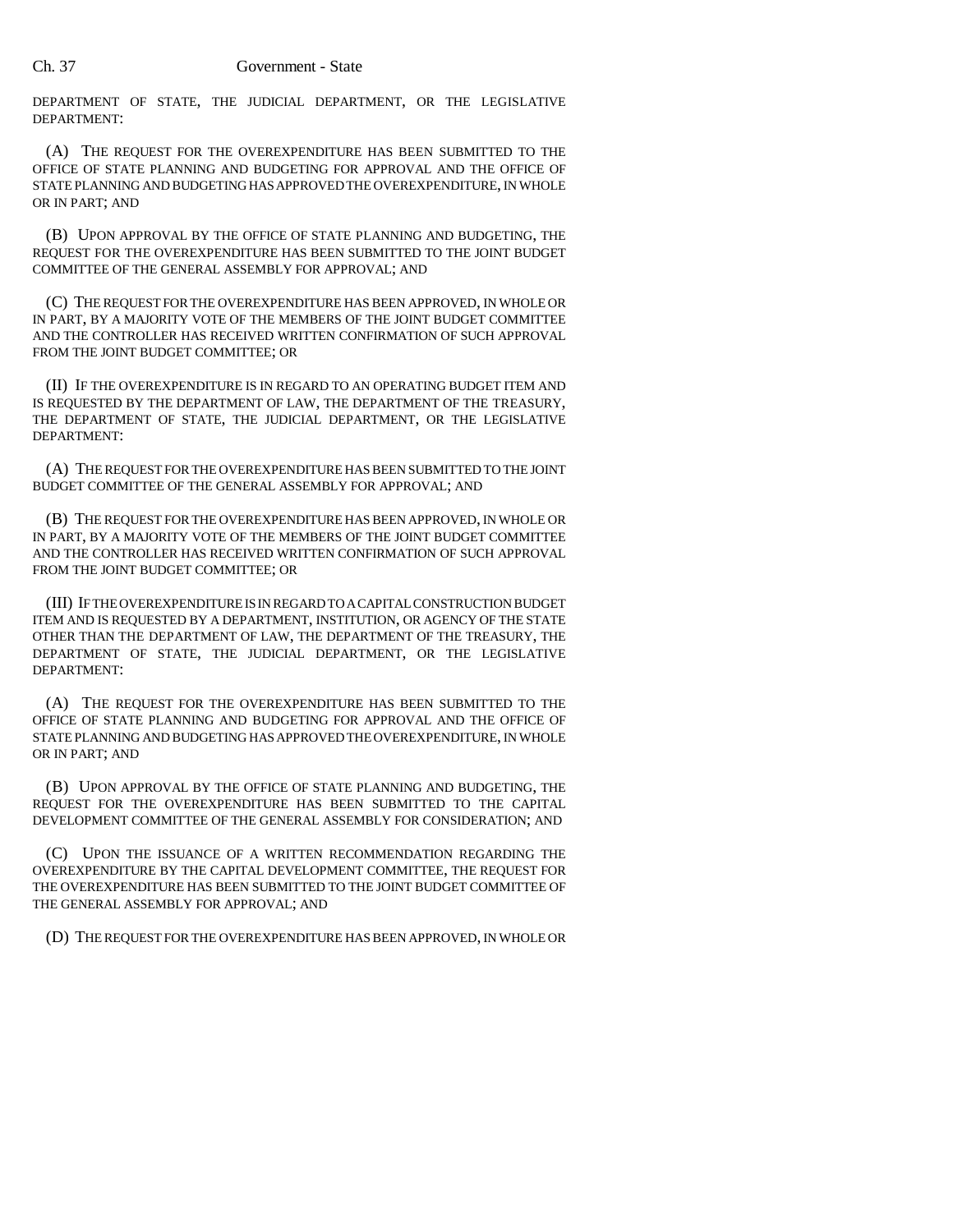DEPARTMENT OF STATE, THE JUDICIAL DEPARTMENT, OR THE LEGISLATIVE DEPARTMENT:

(A) THE REQUEST FOR THE OVEREXPENDITURE HAS BEEN SUBMITTED TO THE OFFICE OF STATE PLANNING AND BUDGETING FOR APPROVAL AND THE OFFICE OF STATE PLANNING AND BUDGETING HAS APPROVED THE OVEREXPENDITURE, IN WHOLE OR IN PART; AND

(B) UPON APPROVAL BY THE OFFICE OF STATE PLANNING AND BUDGETING, THE REQUEST FOR THE OVEREXPENDITURE HAS BEEN SUBMITTED TO THE JOINT BUDGET COMMITTEE OF THE GENERAL ASSEMBLY FOR APPROVAL; AND

(C) THE REQUEST FOR THE OVEREXPENDITURE HAS BEEN APPROVED, IN WHOLE OR IN PART, BY A MAJORITY VOTE OF THE MEMBERS OF THE JOINT BUDGET COMMITTEE AND THE CONTROLLER HAS RECEIVED WRITTEN CONFIRMATION OF SUCH APPROVAL FROM THE JOINT BUDGET COMMITTEE; OR

(II) IF THE OVEREXPENDITURE IS IN REGARD TO AN OPERATING BUDGET ITEM AND IS REQUESTED BY THE DEPARTMENT OF LAW, THE DEPARTMENT OF THE TREASURY, THE DEPARTMENT OF STATE, THE JUDICIAL DEPARTMENT, OR THE LEGISLATIVE DEPARTMENT:

(A) THE REQUEST FOR THE OVEREXPENDITURE HAS BEEN SUBMITTED TO THE JOINT BUDGET COMMITTEE OF THE GENERAL ASSEMBLY FOR APPROVAL; AND

(B) THE REQUEST FOR THE OVEREXPENDITURE HAS BEEN APPROVED, IN WHOLE OR IN PART, BY A MAJORITY VOTE OF THE MEMBERS OF THE JOINT BUDGET COMMITTEE AND THE CONTROLLER HAS RECEIVED WRITTEN CONFIRMATION OF SUCH APPROVAL FROM THE JOINT BUDGET COMMITTEE; OR

(III) IF THE OVEREXPENDITURE IS IN REGARD TO A CAPITAL CONSTRUCTION BUDGET ITEM AND IS REQUESTED BY A DEPARTMENT, INSTITUTION, OR AGENCY OF THE STATE OTHER THAN THE DEPARTMENT OF LAW, THE DEPARTMENT OF THE TREASURY, THE DEPARTMENT OF STATE, THE JUDICIAL DEPARTMENT, OR THE LEGISLATIVE DEPARTMENT:

(A) THE REQUEST FOR THE OVEREXPENDITURE HAS BEEN SUBMITTED TO THE OFFICE OF STATE PLANNING AND BUDGETING FOR APPROVAL AND THE OFFICE OF STATE PLANNING AND BUDGETING HAS APPROVED THE OVEREXPENDITURE, IN WHOLE OR IN PART; AND

(B) UPON APPROVAL BY THE OFFICE OF STATE PLANNING AND BUDGETING, THE REQUEST FOR THE OVEREXPENDITURE HAS BEEN SUBMITTED TO THE CAPITAL DEVELOPMENT COMMITTEE OF THE GENERAL ASSEMBLY FOR CONSIDERATION; AND

(C) UPON THE ISSUANCE OF A WRITTEN RECOMMENDATION REGARDING THE OVEREXPENDITURE BY THE CAPITAL DEVELOPMENT COMMITTEE, THE REQUEST FOR THE OVEREXPENDITURE HAS BEEN SUBMITTED TO THE JOINT BUDGET COMMITTEE OF THE GENERAL ASSEMBLY FOR APPROVAL; AND

(D) THE REQUEST FOR THE OVEREXPENDITURE HAS BEEN APPROVED, IN WHOLE OR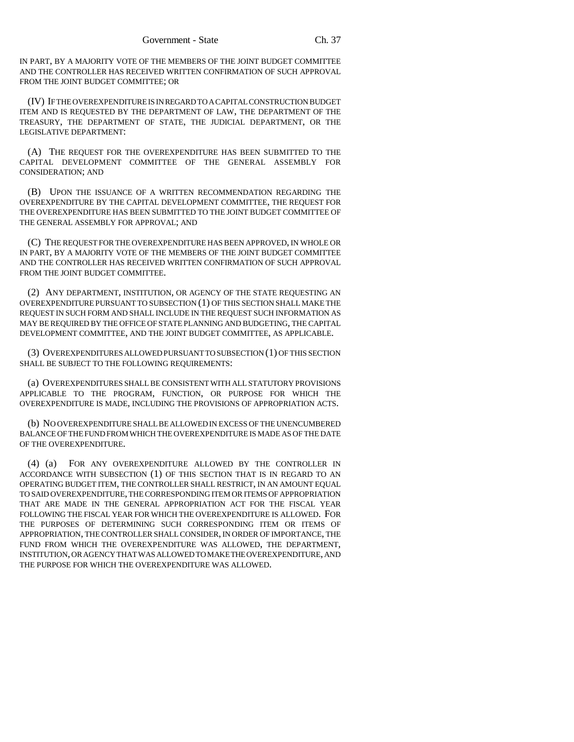IN PART, BY A MAJORITY VOTE OF THE MEMBERS OF THE JOINT BUDGET COMMITTEE AND THE CONTROLLER HAS RECEIVED WRITTEN CONFIRMATION OF SUCH APPROVAL FROM THE JOINT BUDGET COMMITTEE; OR

(IV) IF THE OVEREXPENDITURE IS IN REGARD TO A CAPITAL CONSTRUCTION BUDGET ITEM AND IS REQUESTED BY THE DEPARTMENT OF LAW, THE DEPARTMENT OF THE TREASURY, THE DEPARTMENT OF STATE, THE JUDICIAL DEPARTMENT, OR THE LEGISLATIVE DEPARTMENT:

(A) THE REQUEST FOR THE OVEREXPENDITURE HAS BEEN SUBMITTED TO THE CAPITAL DEVELOPMENT COMMITTEE OF THE GENERAL ASSEMBLY FOR CONSIDERATION; AND

(B) UPON THE ISSUANCE OF A WRITTEN RECOMMENDATION REGARDING THE OVEREXPENDITURE BY THE CAPITAL DEVELOPMENT COMMITTEE, THE REQUEST FOR THE OVEREXPENDITURE HAS BEEN SUBMITTED TO THE JOINT BUDGET COMMITTEE OF THE GENERAL ASSEMBLY FOR APPROVAL; AND

(C) THE REQUEST FOR THE OVEREXPENDITURE HAS BEEN APPROVED, IN WHOLE OR IN PART, BY A MAJORITY VOTE OF THE MEMBERS OF THE JOINT BUDGET COMMITTEE AND THE CONTROLLER HAS RECEIVED WRITTEN CONFIRMATION OF SUCH APPROVAL FROM THE JOINT BUDGET COMMITTEE.

(2) ANY DEPARTMENT, INSTITUTION, OR AGENCY OF THE STATE REQUESTING AN OVEREXPENDITURE PURSUANT TO SUBSECTION (1) OF THIS SECTION SHALL MAKE THE REQUEST IN SUCH FORM AND SHALL INCLUDE IN THE REQUEST SUCH INFORMATION AS MAY BE REQUIRED BY THE OFFICE OF STATE PLANNING AND BUDGETING, THE CAPITAL DEVELOPMENT COMMITTEE, AND THE JOINT BUDGET COMMITTEE, AS APPLICABLE.

(3) OVEREXPENDITURES ALLOWED PURSUANT TO SUBSECTION (1) OF THIS SECTION SHALL BE SUBJECT TO THE FOLLOWING REQUIREMENTS:

(a) OVEREXPENDITURES SHALL BE CONSISTENT WITH ALL STATUTORY PROVISIONS APPLICABLE TO THE PROGRAM, FUNCTION, OR PURPOSE FOR WHICH THE OVEREXPENDITURE IS MADE, INCLUDING THE PROVISIONS OF APPROPRIATION ACTS.

(b) NO OVEREXPENDITURE SHALL BE ALLOWED IN EXCESS OF THE UNENCUMBERED BALANCE OF THE FUND FROM WHICH THE OVEREXPENDITURE IS MADE AS OF THE DATE OF THE OVEREXPENDITURE.

(4) (a) FOR ANY OVEREXPENDITURE ALLOWED BY THE CONTROLLER IN ACCORDANCE WITH SUBSECTION (1) OF THIS SECTION THAT IS IN REGARD TO AN OPERATING BUDGET ITEM, THE CONTROLLER SHALL RESTRICT, IN AN AMOUNT EQUAL TO SAID OVEREXPENDITURE, THE CORRESPONDING ITEM OR ITEMS OF APPROPRIATION THAT ARE MADE IN THE GENERAL APPROPRIATION ACT FOR THE FISCAL YEAR FOLLOWING THE FISCAL YEAR FOR WHICH THE OVEREXPENDITURE IS ALLOWED. FOR THE PURPOSES OF DETERMINING SUCH CORRESPONDING ITEM OR ITEMS OF APPROPRIATION, THE CONTROLLER SHALL CONSIDER, IN ORDER OF IMPORTANCE, THE FUND FROM WHICH THE OVEREXPENDITURE WAS ALLOWED, THE DEPARTMENT, INSTITUTION, OR AGENCY THAT WAS ALLOWED TO MAKE THE OVEREXPENDITURE, AND THE PURPOSE FOR WHICH THE OVEREXPENDITURE WAS ALLOWED.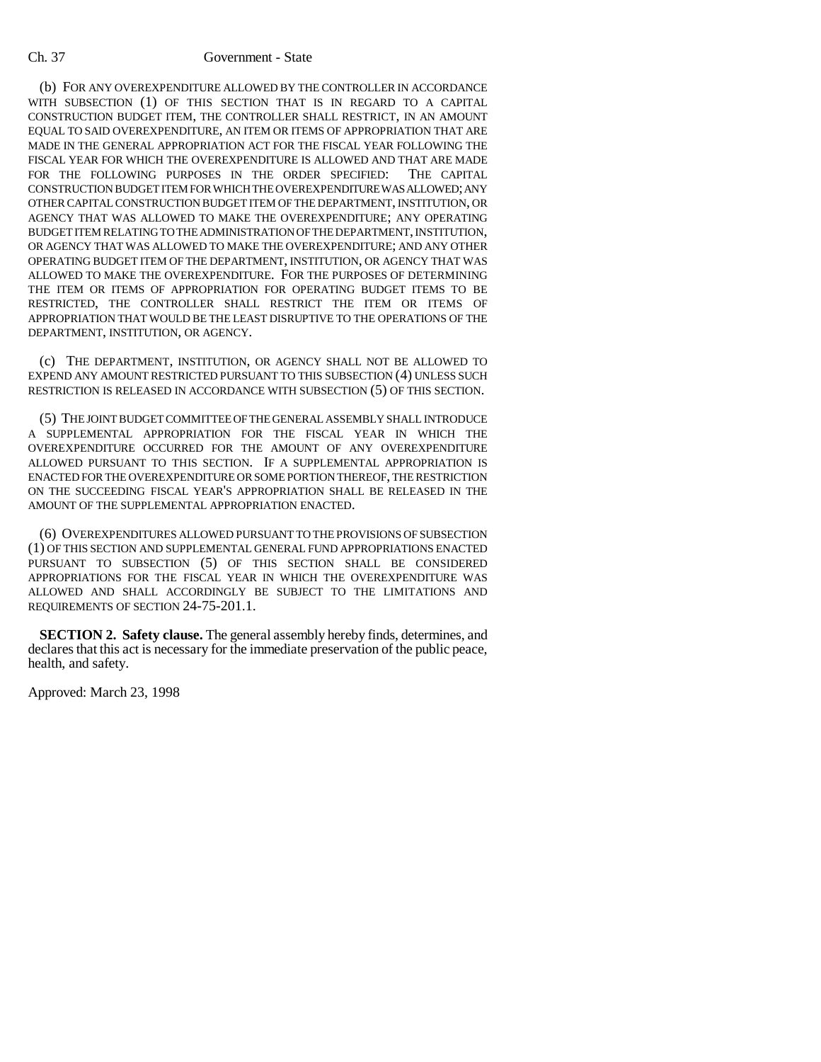(b) FOR ANY OVEREXPENDITURE ALLOWED BY THE CONTROLLER IN ACCORDANCE WITH SUBSECTION (1) OF THIS SECTION THAT IS IN REGARD TO A CAPITAL CONSTRUCTION BUDGET ITEM, THE CONTROLLER SHALL RESTRICT, IN AN AMOUNT EQUAL TO SAID OVEREXPENDITURE, AN ITEM OR ITEMS OF APPROPRIATION THAT ARE MADE IN THE GENERAL APPROPRIATION ACT FOR THE FISCAL YEAR FOLLOWING THE FISCAL YEAR FOR WHICH THE OVEREXPENDITURE IS ALLOWED AND THAT ARE MADE FOR THE FOLLOWING PURPOSES IN THE ORDER SPECIFIED: THE CAPITAL CONSTRUCTION BUDGET ITEM FOR WHICH THE OVEREXPENDITURE WAS ALLOWED; ANY OTHER CAPITAL CONSTRUCTION BUDGET ITEM OF THE DEPARTMENT, INSTITUTION, OR AGENCY THAT WAS ALLOWED TO MAKE THE OVEREXPENDITURE; ANY OPERATING BUDGET ITEM RELATING TO THE ADMINISTRATION OF THE DEPARTMENT, INSTITUTION, OR AGENCY THAT WAS ALLOWED TO MAKE THE OVEREXPENDITURE; AND ANY OTHER OPERATING BUDGET ITEM OF THE DEPARTMENT, INSTITUTION, OR AGENCY THAT WAS ALLOWED TO MAKE THE OVEREXPENDITURE. FOR THE PURPOSES OF DETERMINING THE ITEM OR ITEMS OF APPROPRIATION FOR OPERATING BUDGET ITEMS TO BE RESTRICTED, THE CONTROLLER SHALL RESTRICT THE ITEM OR ITEMS OF APPROPRIATION THAT WOULD BE THE LEAST DISRUPTIVE TO THE OPERATIONS OF THE DEPARTMENT, INSTITUTION, OR AGENCY.

(c) THE DEPARTMENT, INSTITUTION, OR AGENCY SHALL NOT BE ALLOWED TO EXPEND ANY AMOUNT RESTRICTED PURSUANT TO THIS SUBSECTION (4) UNLESS SUCH RESTRICTION IS RELEASED IN ACCORDANCE WITH SUBSECTION (5) OF THIS SECTION.

(5) THE JOINT BUDGET COMMITTEE OF THE GENERAL ASSEMBLY SHALL INTRODUCE A SUPPLEMENTAL APPROPRIATION FOR THE FISCAL YEAR IN WHICH THE OVEREXPENDITURE OCCURRED FOR THE AMOUNT OF ANY OVEREXPENDITURE ALLOWED PURSUANT TO THIS SECTION. IF A SUPPLEMENTAL APPROPRIATION IS ENACTED FOR THE OVEREXPENDITURE OR SOME PORTION THEREOF, THE RESTRICTION ON THE SUCCEEDING FISCAL YEAR'S APPROPRIATION SHALL BE RELEASED IN THE AMOUNT OF THE SUPPLEMENTAL APPROPRIATION ENACTED.

(6) OVEREXPENDITURES ALLOWED PURSUANT TO THE PROVISIONS OF SUBSECTION (1) OF THIS SECTION AND SUPPLEMENTAL GENERAL FUND APPROPRIATIONS ENACTED PURSUANT TO SUBSECTION (5) OF THIS SECTION SHALL BE CONSIDERED APPROPRIATIONS FOR THE FISCAL YEAR IN WHICH THE OVEREXPENDITURE WAS ALLOWED AND SHALL ACCORDINGLY BE SUBJECT TO THE LIMITATIONS AND REQUIREMENTS OF SECTION 24-75-201.1.

**SECTION 2. Safety clause.** The general assembly hereby finds, determines, and declares that this act is necessary for the immediate preservation of the public peace, health, and safety.

Approved: March 23, 1998